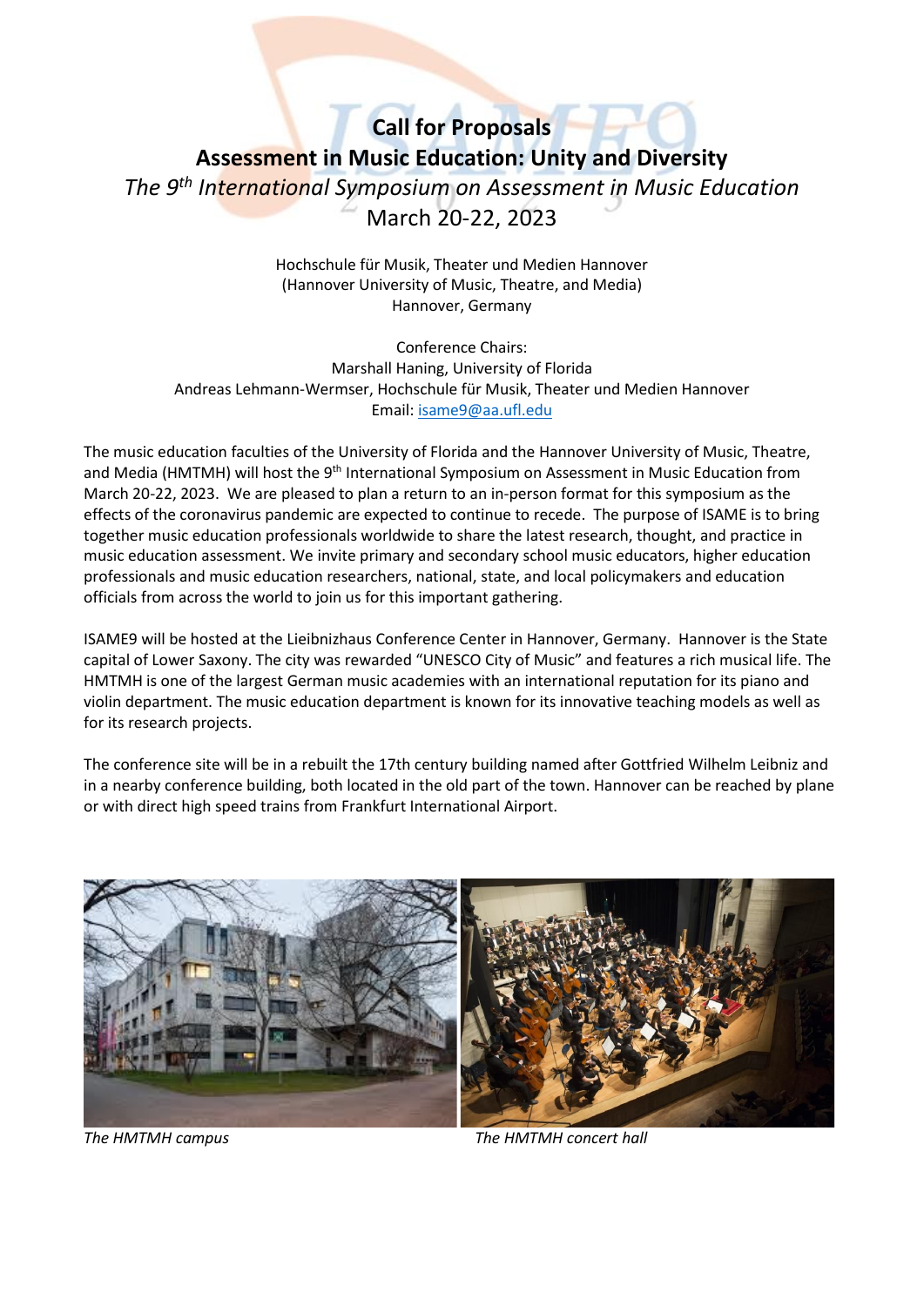# Call for Proposals

## Assessment in Music Education: Unity and Diversity

*The 9th International Symposium on Assessment in Music Education*

March 20-22, 2023

Hochschule für Musik, Theater und Medien Hannover
(Hannover University of Music, Theatre, and Media)
Hannover, Germany

Conference Chairs:
Marshall Haning, University of Florida
Andreas Lehmann-Wermser, Hochschule für Musik, Theater und Medien Hannover
Email: isame9@aa.ufl.edu

The music education faculties of the University of Florida and the Hannover University of Music, Theatre, and Media (HMTMH) will host the 9th International Symposium on Assessment in Music Education from March 20-22, 2023. We are pleased to plan a return to an in-person format for this symposium as the effects of the coronavirus pandemic are expected to continue to recede. The purpose of ISAME is to bring together music education professionals worldwide to share the latest research, thought, and practice in music education assessment. We invite primary and secondary school music educators, higher education professionals and music education researchers, national, state, and local policymakers and education officials from across the world to join us for this important gathering.

ISAME9 will be hosted at the Lieibnizhaus Conference Center in Hannover, Germany. Hannover is the State capital of Lower Saxony. The city was rewarded "UNESCO City of Music" and features a rich musical life. The HMTMH is one of the largest German music academies with an international reputation for its piano and violin department. The music education department is known for its innovative teaching models as well as for its research projects.

The conference site will be in a rebuilt the 17th century building named after Gottfried Wilhelm Leibniz and in a nearby conference building, both located in the old part of the town. Hannover can be reached by plane or with direct high speed trains from Frankfurt International Airport.

*The HMTMH campus*

*The HMTMH concert hall*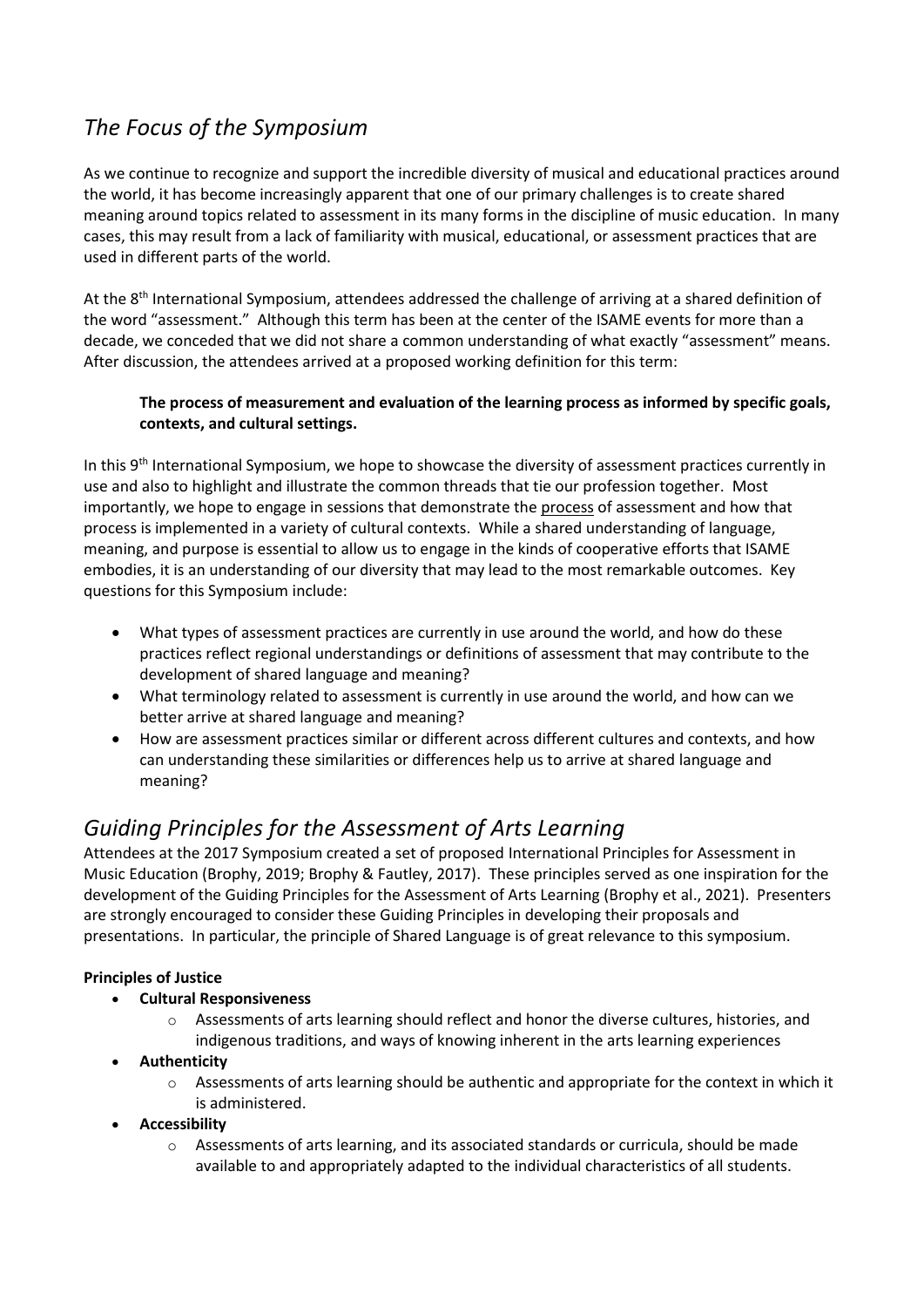## *The Focus of the Symposium*

As we continue to recognize and support the incredible diversity of musical and educational practices around the world, it has become increasingly apparent that one of our primary challenges is to create shared meaning around topics related to assessment in its many forms in the discipline of music education. In many cases, this may result from a lack of familiarity with musical, educational, or assessment practices that are used in different parts of the world.

At the 8th International Symposium, attendees addressed the challenge of arriving at a shared definition of the word "assessment." Although this term has been at the center of the ISAME events for more than a decade, we conceded that we did not share a common understanding of what exactly "assessment" means. After discussion, the attendees arrived at a proposed working definition for this term:

> **The process of measurement and evaluation of the learning process as informed by specific goals, contexts, and cultural settings.**

In this 9th International Symposium, we hope to showcase the diversity of assessment practices currently in use and also to highlight and illustrate the common threads that tie our profession together. Most importantly, we hope to engage in sessions that demonstrate the <u>process</u> of assessment and how that process is implemented in a variety of cultural contexts. While a shared understanding of language, meaning, and purpose is essential to allow us to engage in the kinds of cooperative efforts that ISAME embodies, it is an understanding of our diversity that may lead to the most remarkable outcomes. Key questions for this Symposium include:

- What types of assessment practices are currently in use around the world, and how do these practices reflect regional understandings or definitions of assessment that may contribute to the development of shared language and meaning?
- What terminology related to assessment is currently in use around the world, and how can we better arrive at shared language and meaning?
- How are assessment practices similar or different across different cultures and contexts, and how can understanding these similarities or differences help us to arrive at shared language and meaning?

## *Guiding Principles for the Assessment of Arts Learning*

Attendees at the 2017 Symposium created a set of proposed International Principles for Assessment in Music Education (Brophy, 2019; Brophy & Fautley, 2017). These principles served as one inspiration for the development of the Guiding Principles for the Assessment of Arts Learning (Brophy et al., 2021). Presenters are strongly encouraged to consider these Guiding Principles in developing their proposals and presentations. In particular, the principle of Shared Language is of great relevance to this symposium.

**Principles of Justice**

- **Cultural Responsiveness**
  - Assessments of arts learning should reflect and honor the diverse cultures, histories, and indigenous traditions, and ways of knowing inherent in the arts learning experiences
- **Authenticity**
  - Assessments of arts learning should be authentic and appropriate for the context in which it is administered.
- **Accessibility**
  - Assessments of arts learning, and its associated standards or curricula, should be made available to and appropriately adapted to the individual characteristics of all students.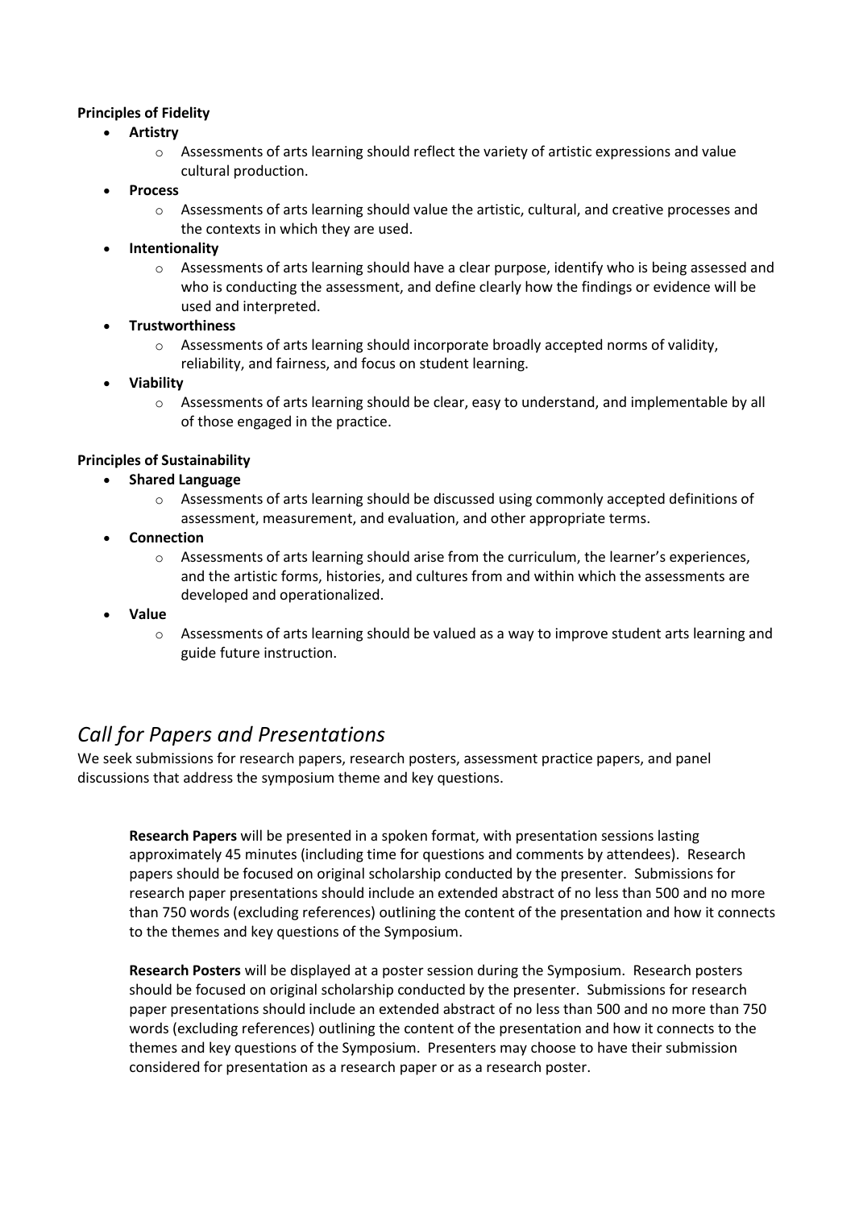**Principles of Fidelity**

- **Artistry**
  - Assessments of arts learning should reflect the variety of artistic expressions and value cultural production.
- **Process**
  - Assessments of arts learning should value the artistic, cultural, and creative processes and the contexts in which they are used.
- **Intentionality**
  - Assessments of arts learning should have a clear purpose, identify who is being assessed and who is conducting the assessment, and define clearly how the findings or evidence will be used and interpreted.
- **Trustworthiness**
  - Assessments of arts learning should incorporate broadly accepted norms of validity, reliability, and fairness, and focus on student learning.
- **Viability**
  - Assessments of arts learning should be clear, easy to understand, and implementable by all of those engaged in the practice.

**Principles of Sustainability**

- **Shared Language**
  - Assessments of arts learning should be discussed using commonly accepted definitions of assessment, measurement, and evaluation, and other appropriate terms.
- **Connection**
  - Assessments of arts learning should arise from the curriculum, the learner's experiences, and the artistic forms, histories, and cultures from and within which the assessments are developed and operationalized.
- **Value**
  - Assessments of arts learning should be valued as a way to improve student arts learning and guide future instruction.

## *Call for Papers and Presentations*

We seek submissions for research papers, research posters, assessment practice papers, and panel discussions that address the symposium theme and key questions.

**Research Papers** will be presented in a spoken format, with presentation sessions lasting approximately 45 minutes (including time for questions and comments by attendees). Research papers should be focused on original scholarship conducted by the presenter. Submissions for research paper presentations should include an extended abstract of no less than 500 and no more than 750 words (excluding references) outlining the content of the presentation and how it connects to the themes and key questions of the Symposium.

**Research Posters** will be displayed at a poster session during the Symposium. Research posters should be focused on original scholarship conducted by the presenter. Submissions for research paper presentations should include an extended abstract of no less than 500 and no more than 750 words (excluding references) outlining the content of the presentation and how it connects to the themes and key questions of the Symposium. Presenters may choose to have their submission considered for presentation as a research paper or as a research poster.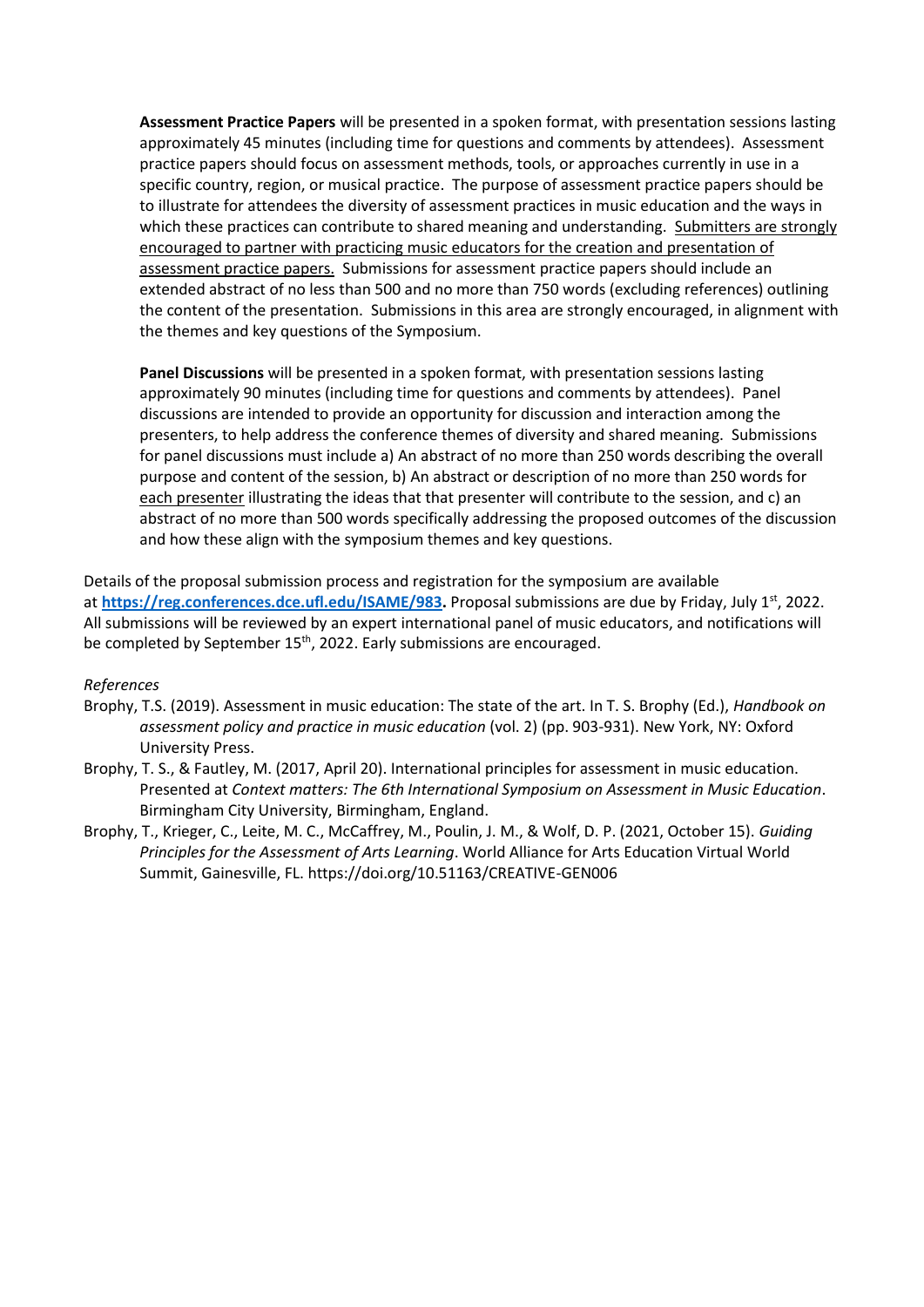**Assessment Practice Papers** will be presented in a spoken format, with presentation sessions lasting approximately 45 minutes (including time for questions and comments by attendees). Assessment practice papers should focus on assessment methods, tools, or approaches currently in use in a specific country, region, or musical practice. The purpose of assessment practice papers should be to illustrate for attendees the diversity of assessment practices in music education and the ways in which these practices can contribute to shared meaning and understanding. <u>Submitters are strongly encouraged to partner with practicing music educators for the creation and presentation of assessment practice papers.</u> Submissions for assessment practice papers should include an extended abstract of no less than 500 and no more than 750 words (excluding references) outlining the content of the presentation. Submissions in this area are strongly encouraged, in alignment with the themes and key questions of the Symposium.

**Panel Discussions** will be presented in a spoken format, with presentation sessions lasting approximately 90 minutes (including time for questions and comments by attendees). Panel discussions are intended to provide an opportunity for discussion and interaction among the presenters, to help address the conference themes of diversity and shared meaning. Submissions for panel discussions must include a) An abstract of no more than 250 words describing the overall purpose and content of the session, b) An abstract or description of no more than 250 words for <u>each presenter</u> illustrating the ideas that that presenter will contribute to the session, and c) an abstract of no more than 500 words specifically addressing the proposed outcomes of the discussion and how these align with the symposium themes and key questions.

Details of the proposal submission process and registration for the symposium are available at **[https://reg.conferences.dce.ufl.edu/ISAME/983](https://reg.conferences.dce.ufl.edu/ISAME/983).** Proposal submissions are due by Friday, July 1st, 2022. All submissions will be reviewed by an expert international panel of music educators, and notifications will be completed by September 15th, 2022. Early submissions are encouraged.

*References*

Brophy, T.S. (2019). Assessment in music education: The state of the art. In T. S. Brophy (Ed.), *Handbook on assessment policy and practice in music education* (vol. 2) (pp. 903-931). New York, NY: Oxford University Press.

Brophy, T. S., & Fautley, M. (2017, April 20). International principles for assessment in music education. Presented at *Context matters: The 6th International Symposium on Assessment in Music Education*. Birmingham City University, Birmingham, England.

Brophy, T., Krieger, C., Leite, M. C., McCaffrey, M., Poulin, J. M., & Wolf, D. P. (2021, October 15). *Guiding Principles for the Assessment of Arts Learning*. World Alliance for Arts Education Virtual World Summit, Gainesville, FL. https://doi.org/10.51163/CREATIVE-GEN006